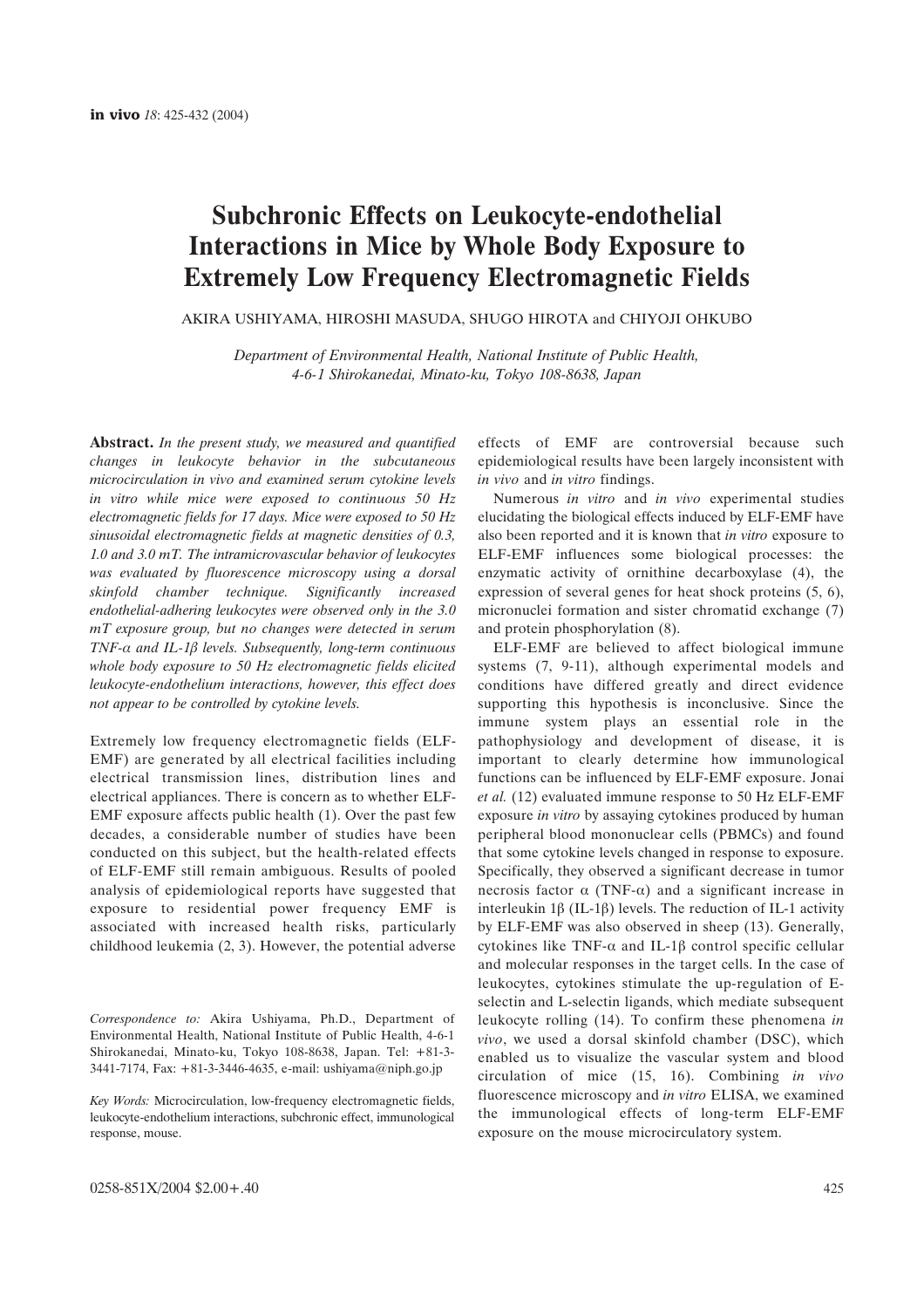# Subchronic Effects on Leukocyte-endothelial Interactions in Mice by Whole Body Exposure to Extremely Low Frequency Electromagnetic Fields

AKIRA USHIYAMA, HIROSHI MASUDA, SHUGO HIROTA and CHIYOJI OHKUBO

*Department of Environmental Health, National Institute of Public Health, 4-6-1 Shirokanedai, Minato-ku, Tokyo 108-8638, Japan*

**Abstract.** *In the present study, we measured and quantified changes in leukocyte behavior in the subcutaneous microcirculation in vivo and examined serum cytokine levels in vitro while mice were exposed to continuous 50 Hz electromagnetic fields for 17 days. Mice were exposed to 50 Hz sinusoidal electromagnetic fields at magnetic densities of 0.3, 1.0 and 3.0 mT. The intramicrovascular behavior of leukocytes was evaluated by fluorescence microscopy using a dorsal skinfold chamber technique. Significantly increased endothelial-adhering leukocytes were observed only in the 3.0 mT exposure group, but no changes were detected in serum TNF-$\alpha$ and IL-1$\beta$ levels. Subsequently, long-term continuous whole body exposure to 50 Hz electromagnetic fields elicited leukocyte-endothelium interactions, however, this effect does not appear to be controlled by cytokine levels.*

Extremely low frequency electromagnetic fields (ELF-EMF) are generated by all electrical facilities including electrical transmission lines, distribution lines and electrical appliances. There is concern as to whether ELF-EMF exposure affects public health (1). Over the past few decades, a considerable number of studies have been conducted on this subject, but the health-related effects of ELF-EMF still remain ambiguous. Results of pooled analysis of epidemiological reports have suggested that exposure to residential power frequency EMF is associated with increased health risks, particularly childhood leukemia (2, 3). However, the potential adverse effects of EMF are controversial because such epidemiological results have been largely inconsistent with *in vivo* and *in vitro* findings.

Numerous *in vitro* and *in vivo* experimental studies elucidating the biological effects induced by ELF-EMF have also been reported and it is known that *in vitro* exposure to ELF-EMF influences some biological processes: the enzymatic activity of ornithine decarboxylase (4), the expression of several genes for heat shock proteins (5, 6), micronuclei formation and sister chromatid exchange (7) and protein phosphorylation (8).

ELF-EMF are believed to affect biological immune systems (7, 9-11), although experimental models and conditions have differed greatly and direct evidence supporting this hypothesis is inconclusive. Since the immune system plays an essential role in the pathophysiology and development of disease, it is important to clearly determine how immunological functions can be influenced by ELF-EMF exposure. Jonai *et al.* (12) evaluated immune response to 50 Hz ELF-EMF exposure *in vitro* by assaying cytokines produced by human peripheral blood mononuclear cells (PBMCs) and found that some cytokine levels changed in response to exposure. Specifically, they observed a significant decrease in tumor necrosis factor $\alpha$ (TNF-$\alpha$) and a significant increase in interleukin 1$\beta$ (IL-1$\beta$) levels. The reduction of IL-1 activity by ELF-EMF was also observed in sheep (13). Generally, cytokines like TNF-$\alpha$ and IL-1$\beta$ control specific cellular and molecular responses in the target cells. In the case of leukocytes, cytokines stimulate the up-regulation of E-selectin and L-selectin ligands, which mediate subsequent leukocyte rolling (14). To confirm these phenomena *in vivo*, we used a dorsal skinfold chamber (DSC), which enabled us to visualize the vascular system and blood circulation of mice (15, 16). Combining *in vivo* fluorescence microscopy and *in vitro* ELISA, we examined the immunological effects of long-term ELF-EMF exposure on the mouse microcirculatory system.

*Correspondence to:* Akira Ushiyama, Ph.D., Department of Environmental Health, National Institute of Public Health, 4-6-1 Shirokanedai, Minato-ku, Tokyo 108-8638, Japan. Tel: +81-3-3441-7174, Fax: +81-3-3446-4635, e-mail: ushiyama@niph.go.jp

*Key Words:* Microcirculation, low-frequency electromagnetic fields, leukocyte-endothelium interactions, subchronic effect, immunological response, mouse.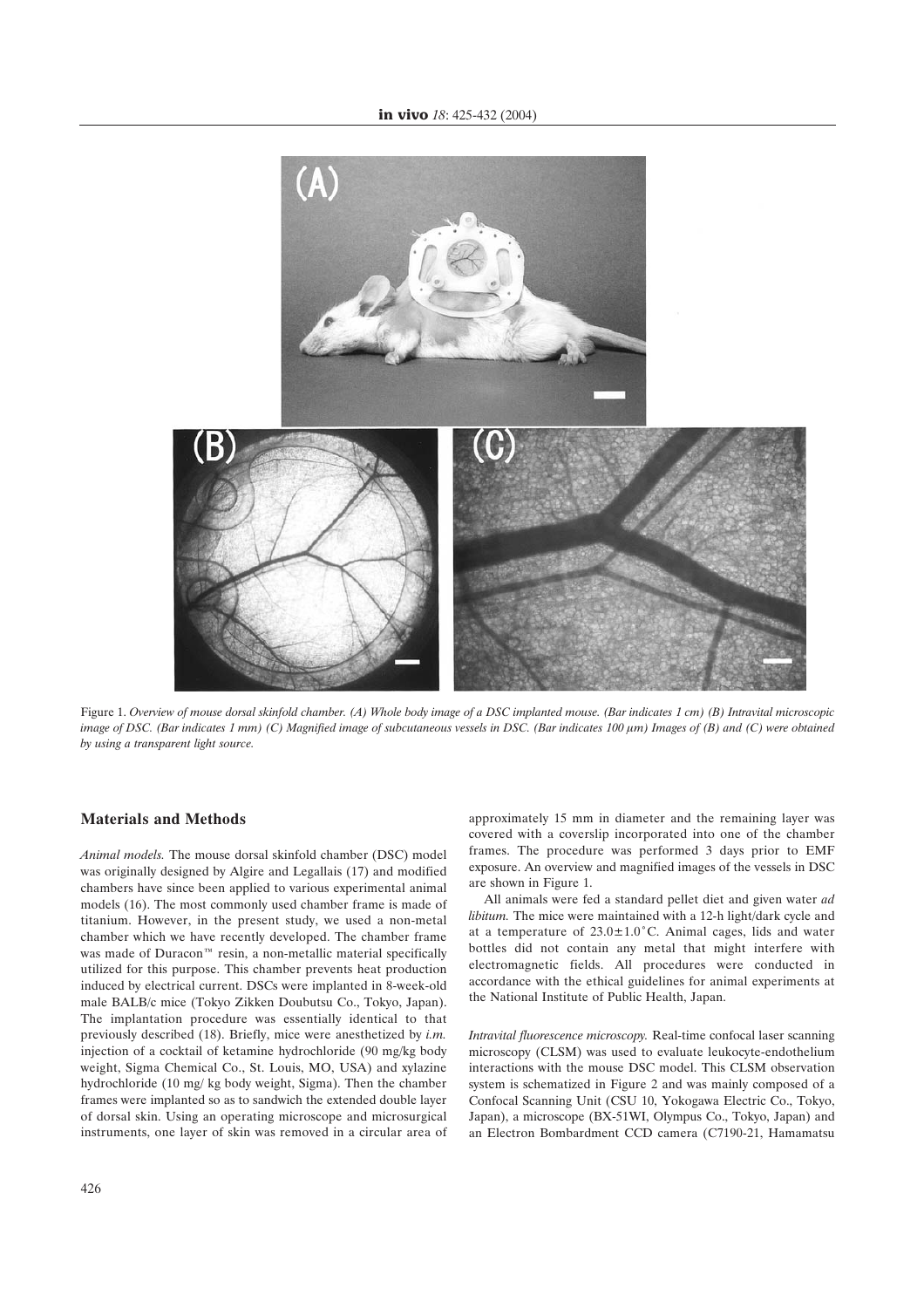Figure 1. *Overview of mouse dorsal skinfold chamber. (A) Whole body image of a DSC implanted mouse. (Bar indicates 1 cm) (B) Intravital microscopic image of DSC. (Bar indicates 1 mm) (C) Magnified image of subcutaneous vessels in DSC. (Bar indicates 100 μm) Images of (B) and (C) were obtained by using a transparent light source.*

## Materials and Methods

*Animal models.* The mouse dorsal skinfold chamber (DSC) model was originally designed by Algire and Legallais (17) and modified chambers have since been applied to various experimental animal models (16). The most commonly used chamber frame is made of titanium. However, in the present study, we used a non-metal chamber which we have recently developed. The chamber frame was made of Duracon™ resin, a non-metallic material specifically utilized for this purpose. This chamber prevents heat production induced by electrical current. DSCs were implanted in 8-week-old male BALB/c mice (Tokyo Zikken Doubutsu Co., Tokyo, Japan). The implantation procedure was essentially identical to that previously described (18). Briefly, mice were anesthetized by *i.m.* injection of a cocktail of ketamine hydrochloride (90 mg/kg body weight, Sigma Chemical Co., St. Louis, MO, USA) and xylazine hydrochloride (10 mg/ kg body weight, Sigma). Then the chamber frames were implanted so as to sandwich the extended double layer of dorsal skin. Using an operating microscope and microsurgical instruments, one layer of skin was removed in a circular area of approximately 15 mm in diameter and the remaining layer was covered with a coverslip incorporated into one of the chamber frames. The procedure was performed 3 days prior to EMF exposure. An overview and magnified images of the vessels in DSC are shown in Figure 1.

All animals were fed a standard pellet diet and given water *ad libitum.* The mice were maintained with a 12-h light/dark cycle and at a temperature of 23.0±1.0˚C. Animal cages, lids and water bottles did not contain any metal that might interfere with electromagnetic fields. All procedures were conducted in accordance with the ethical guidelines for animal experiments at the National Institute of Public Health, Japan.

*Intravital fluorescence microscopy.* Real-time confocal laser scanning microscopy (CLSM) was used to evaluate leukocyte-endothelium interactions with the mouse DSC model. This CLSM observation system is schematized in Figure 2 and was mainly composed of a Confocal Scanning Unit (CSU 10, Yokogawa Electric Co., Tokyo, Japan), a microscope (BX-51WI, Olympus Co., Tokyo, Japan) and an Electron Bombardment CCD camera (C7190-21, Hamamatsu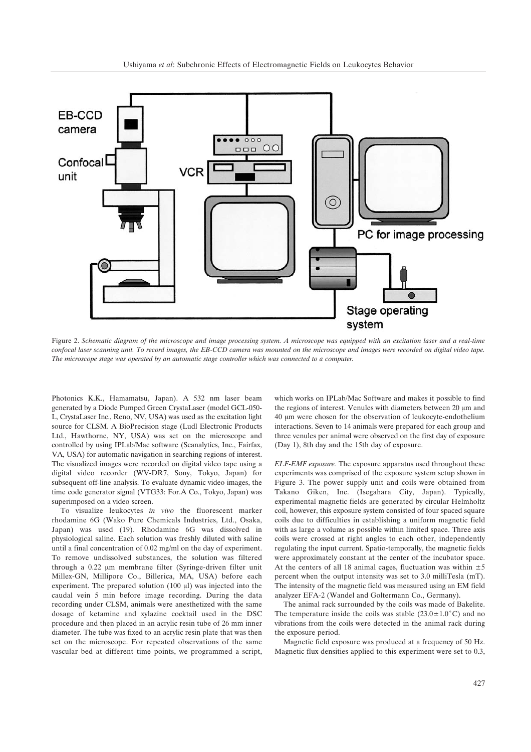Figure 2. *Schematic diagram of the microscope and image processing system. A microscope was equipped with an excitation laser and a real-time confocal laser scanning unit. To record images, the EB-CCD camera was mounted on the microscope and images were recorded on digital video tape. The microscope stage was operated by an automatic stage controller which was connected to a computer.*

Photonics K.K., Hamamatsu, Japan). A 532 nm laser beam generated by a Diode Pumped Green CrystaLaser (model GCL-050-L, CrystaLaser Inc., Reno, NV, USA) was used as the excitation light source for CLSM. A BioPrecision stage (Ludl Electronic Products Ltd., Hawthorne, NY, USA) was set on the microscope and controlled by using IPLab/Mac software (Scanalytics, Inc., Fairfax, VA, USA) for automatic navigation in searching regions of interest. The visualized images were recorded on digital video tape using a digital video recorder (WV-DR7, Sony, Tokyo, Japan) for subsequent off-line analysis. To evaluate dynamic video images, the time code generator signal (VTG33: For.A Co., Tokyo, Japan) was superimposed on a video screen.

To visualize leukocytes *in vivo* the fluorescent marker rhodamine 6G (Wako Pure Chemicals Industries, Ltd., Osaka, Japan) was used (19). Rhodamine 6G was dissolved in physiological saline. Each solution was freshly diluted with saline until a final concentration of 0.02 mg/ml on the day of experiment. To remove undissolved substances, the solution was filtered through a 0.22 μm membrane filter (Syringe-driven filter unit Millex-GN, Millipore Co., Billerica, MA, USA) before each experiment. The prepared solution (100 μl) was injected into the caudal vein 5 min before image recording. During the data recording under CLSM, animals were anesthetized with the same dosage of ketamine and xylazine cocktail used in the DSC procedure and then placed in an acrylic resin tube of 26 mm inner diameter. The tube was fixed to an acrylic resin plate that was then set on the microscope. For repeated observations of the same vascular bed at different time points, we programmed a script, which works on IPLab/Mac Software and makes it possible to find the regions of interest. Venules with diameters between 20 μm and 40 μm were chosen for the observation of leukocyte-endothelium interactions. Seven to 14 animals were prepared for each group and three venules per animal were observed on the first day of exposure (Day 1), 8th day and the 15th day of exposure.

*ELF-EMF exposure.* The exposure apparatus used throughout these experiments was comprised of the exposure system setup shown in Figure 3. The power supply unit and coils were obtained from Takano Giken, Inc. (Isegahara City, Japan). Typically, experimental magnetic fields are generated by circular Helmholtz coil, however, this exposure system consisted of four spaced square coils due to difficulties in establishing a uniform magnetic field with as large a volume as possible within limited space. Three axis coils were crossed at right angles to each other, independently regulating the input current. Spatio-temporally, the magnetic fields were approximately constant at the center of the incubator space. At the centers of all 18 animal cages, fluctuation was within ±5 percent when the output intensity was set to 3.0 milliTesla (mT). The intensity of the magnetic field was measured using an EM field analyzer EFA-2 (Wandel and Goltermann Co., Germany).

The animal rack surrounded by the coils was made of Bakelite. The temperature inside the coils was stable (23.0±1.0˚C) and no vibrations from the coils were detected in the animal rack during the exposure period.

Magnetic field exposure was produced at a frequency of 50 Hz. Magnetic flux densities applied to this experiment were set to 0.3,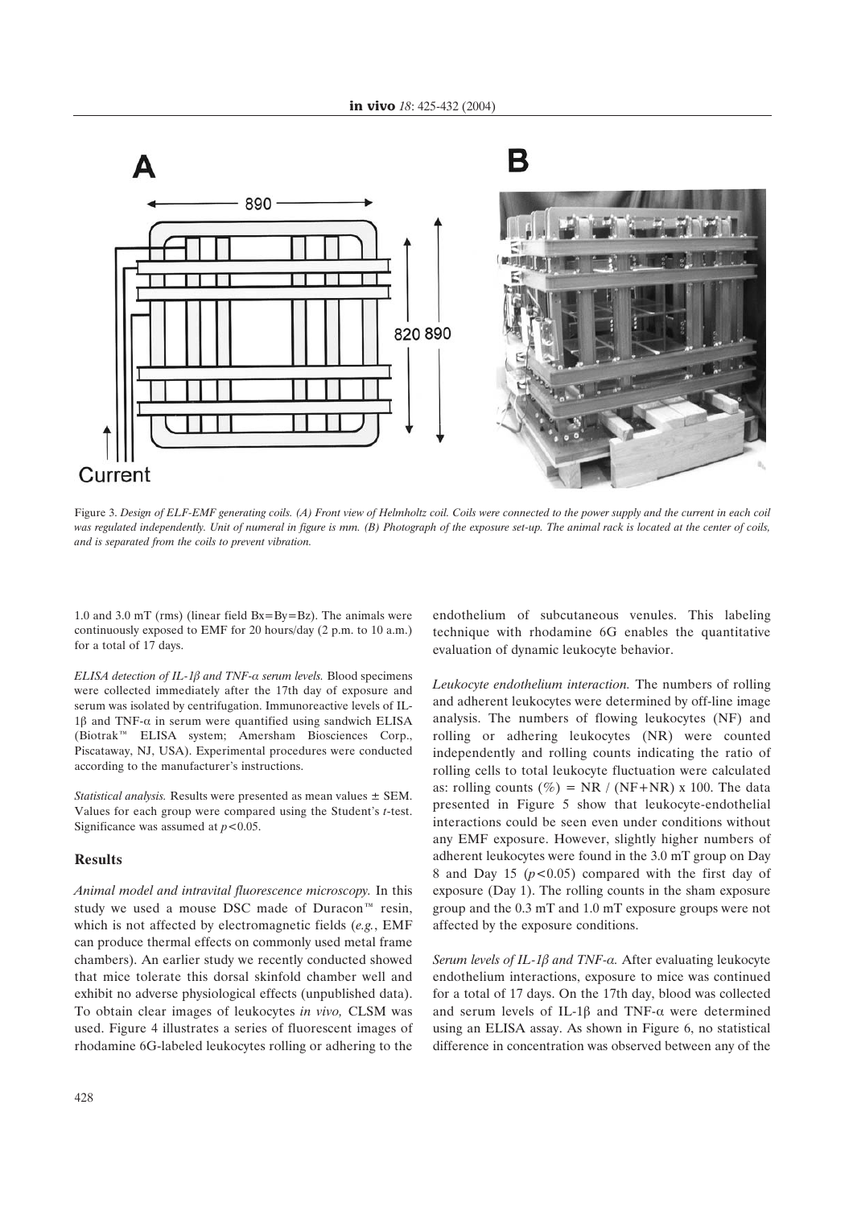Figure 3. *Design of ELF-EMF generating coils. (A) Front view of Helmholtz coil. Coils were connected to the power supply and the current in each coil was regulated independently. Unit of numeral in figure is mm. (B) Photograph of the exposure set-up. The animal rack is located at the center of coils, and is separated from the coils to prevent vibration.*

1.0 and 3.0 mT (rms) (linear field Bx=By=Bz). The animals were continuously exposed to EMF for 20 hours/day (2 p.m. to 10 a.m.) for a total of 17 days.

*ELISA detection of IL-1β and TNF-α serum levels.* Blood specimens were collected immediately after the 17th day of exposure and serum was isolated by centrifugation. Immunoreactive levels of IL-1β and TNF-α in serum were quantified using sandwich ELISA (Biotrak™ ELISA system; Amersham Biosciences Corp., Piscataway, NJ, USA). Experimental procedures were conducted according to the manufacturer's instructions.

*Statistical analysis.* Results were presented as mean values ± SEM. Values for each group were compared using the Student's *t*-test. Significance was assumed at $p<0.05$.

## Results

*Animal model and intravital fluorescence microscopy.* In this study we used a mouse DSC made of Duracon™ resin, which is not affected by electromagnetic fields (*e.g.*, EMF can produce thermal effects on commonly used metal frame chambers). An earlier study we recently conducted showed that mice tolerate this dorsal skinfold chamber well and exhibit no adverse physiological effects (unpublished data). To obtain clear images of leukocytes *in vivo,* CLSM was used. Figure 4 illustrates a series of fluorescent images of rhodamine 6G-labeled leukocytes rolling or adhering to the endothelium of subcutaneous venules. This labeling technique with rhodamine 6G enables the quantitative evaluation of dynamic leukocyte behavior.

*Leukocyte endothelium interaction.* The numbers of rolling and adherent leukocytes were determined by off-line image analysis. The numbers of flowing leukocytes (NF) and rolling or adhering leukocytes (NR) were counted independently and rolling counts indicating the ratio of rolling cells to total leukocyte fluctuation were calculated as: rolling counts (%) = NR / (NF+NR) x 100. The data presented in Figure 5 show that leukocyte-endothelial interactions could be seen even under conditions without any EMF exposure. However, slightly higher numbers of adherent leukocytes were found in the 3.0 mT group on Day 8 and Day 15 ($p<0.05$) compared with the first day of exposure (Day 1). The rolling counts in the sham exposure group and the 0.3 mT and 1.0 mT exposure groups were not affected by the exposure conditions.

*Serum levels of IL-1β and TNF-α.* After evaluating leukocyte endothelium interactions, exposure to mice was continued for a total of 17 days. On the 17th day, blood was collected and serum levels of IL-1β and TNF-α were determined using an ELISA assay. As shown in Figure 6, no statistical difference in concentration was observed between any of the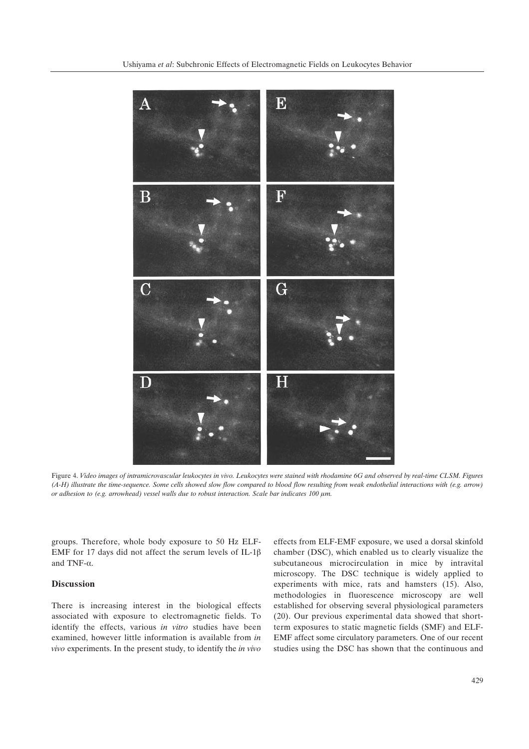Figure 4. *Video images of intramicrovascular leukocytes in vivo. Leukocytes were stained with rhodamine 6G and observed by real-time CLSM. Figures (A-H) illustrate the time-sequence. Some cells showed slow flow compared to blood flow resulting from weak endothelial interactions with (e.g. arrow) or adhesion to (e.g. arrowhead) vessel walls due to robust interaction. Scale bar indicates 100 µm.*

groups. Therefore, whole body exposure to 50 Hz ELF-EMF for 17 days did not affect the serum levels of IL-1β and TNF-α.

## Discussion

There is increasing interest in the biological effects associated with exposure to electromagnetic fields. To identify the effects, various *in vitro* studies have been examined, however little information is available from *in vivo* experiments. In the present study, to identify the *in vivo* effects from ELF-EMF exposure, we used a dorsal skinfold chamber (DSC), which enabled us to clearly visualize the subcutaneous microcirculation in mice by intravital microscopy. The DSC technique is widely applied to experiments with mice, rats and hamsters (15). Also, methodologies in fluorescence microscopy are well established for observing several physiological parameters (20). Our previous experimental data showed that short-term exposures to static magnetic fields (SMF) and ELF-EMF affect some circulatory parameters. One of our recent studies using the DSC has shown that the continuous and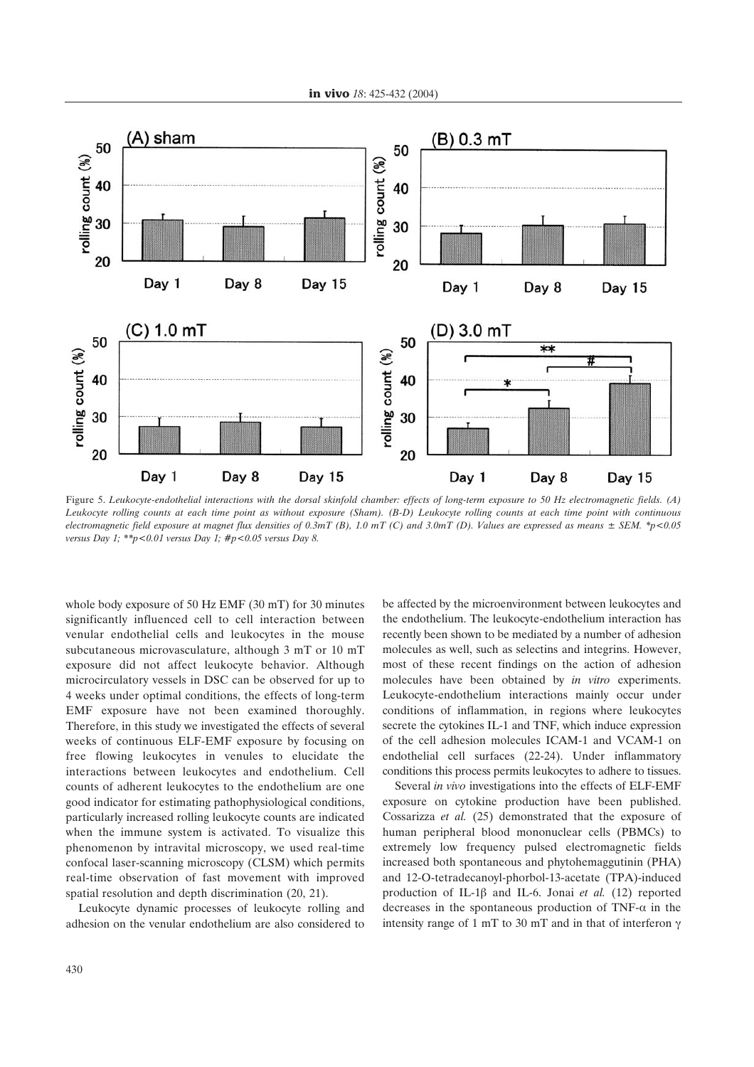Figure 5. *Leukocyte-endothelial interactions with the dorsal skinfold chamber: effects of long-term exposure to 50 Hz electromagnetic fields. (A) Leukocyte rolling counts at each time point as without exposure (Sham). (B-D) Leukocyte rolling counts at each time point with continuous electromagnetic field exposure at magnet flux densities of 0.3mT (B), 1.0 mT (C) and 3.0mT (D). Values are expressed as means ± SEM. *$p<0.05$ versus Day 1; **$p<0.01$ versus Day 1; #$p<0.05$ versus Day 8.*

whole body exposure of 50 Hz EMF (30 mT) for 30 minutes significantly influenced cell to cell interaction between venular endothelial cells and leukocytes in the mouse subcutaneous microvasculature, although 3 mT or 10 mT exposure did not affect leukocyte behavior. Although microcirculatory vessels in DSC can be observed for up to 4 weeks under optimal conditions, the effects of long-term EMF exposure have not been examined thoroughly. Therefore, in this study we investigated the effects of several weeks of continuous ELF-EMF exposure by focusing on free flowing leukocytes in venules to elucidate the interactions between leukocytes and endothelium. Cell counts of adherent leukocytes to the endothelium are one good indicator for estimating pathophysiological conditions, particularly increased rolling leukocyte counts are indicated when the immune system is activated. To visualize this phenomenon by intravital microscopy, we used real-time confocal laser-scanning microscopy (CLSM) which permits real-time observation of fast movement with improved spatial resolution and depth discrimination (20, 21).

Leukocyte dynamic processes of leukocyte rolling and adhesion on the venular endothelium are also considered to be affected by the microenvironment between leukocytes and the endothelium. The leukocyte-endothelium interaction has recently been shown to be mediated by a number of adhesion molecules as well, such as selectins and integrins. However, most of these recent findings on the action of adhesion molecules have been obtained by *in vitro* experiments. Leukocyte-endothelium interactions mainly occur under conditions of inflammation, in regions where leukocytes secrete the cytokines IL-1 and TNF, which induce expression of the cell adhesion molecules ICAM-1 and VCAM-1 on endothelial cell surfaces (22-24). Under inflammatory conditions this process permits leukocytes to adhere to tissues.

Several *in vivo* investigations into the effects of ELF-EMF exposure on cytokine production have been published. Cossarizza *et al.* (25) demonstrated that the exposure of human peripheral blood mononuclear cells (PBMCs) to extremely low frequency pulsed electromagnetic fields increased both spontaneous and phytohemaggutinin (PHA) and 12-O-tetradecanoyl-phorbol-13-acetate (TPA)-induced production of IL-1β and IL-6. Jonai *et al.* (12) reported decreases in the spontaneous production of TNF-α in the intensity range of 1 mT to 30 mT and in that of interferon γ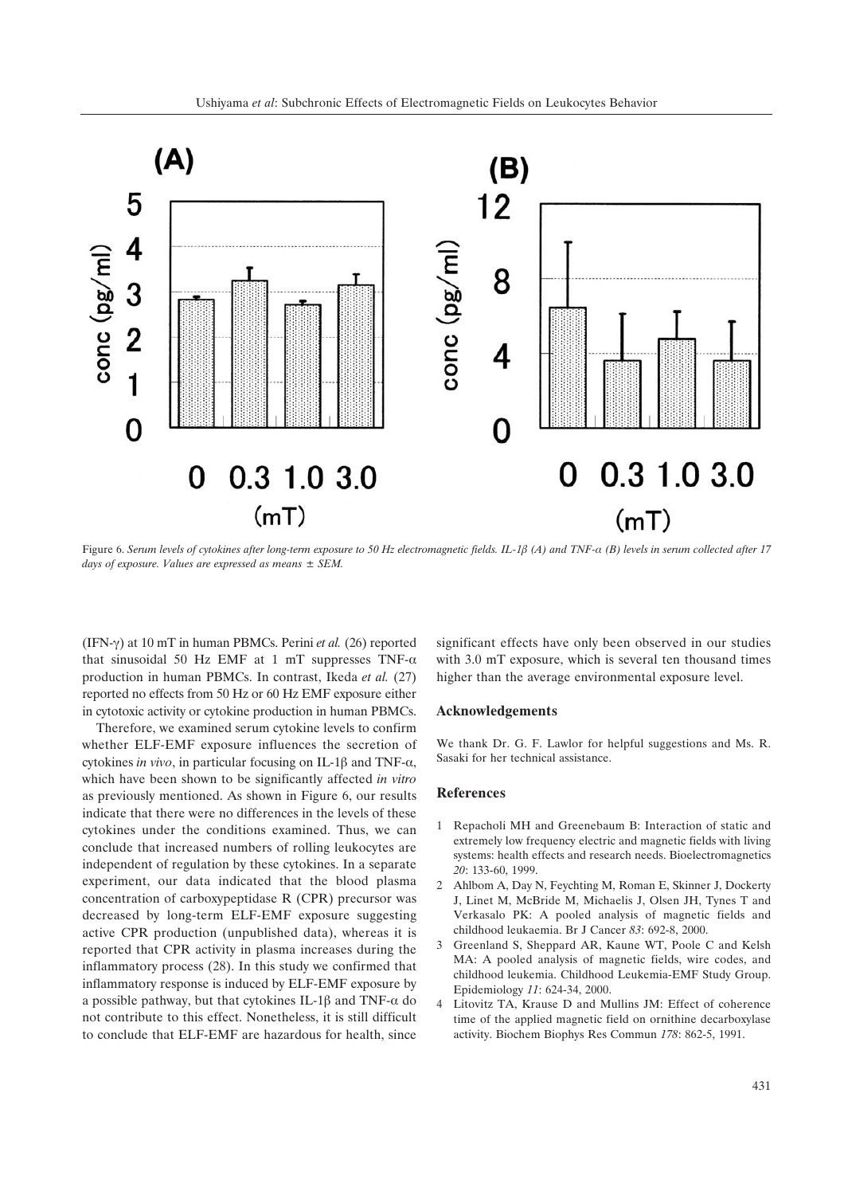Figure 6. *Serum levels of cytokines after long-term exposure to 50 Hz electromagnetic fields. IL-1β (A) and TNF-α (B) levels in serum collected after 17 days of exposure. Values are expressed as means ± SEM.*

(IFN-γ) at 10 mT in human PBMCs. Perini *et al.* (26) reported that sinusoidal 50 Hz EMF at 1 mT suppresses TNF-α production in human PBMCs. In contrast, Ikeda *et al.* (27) reported no effects from 50 Hz or 60 Hz EMF exposure either in cytotoxic activity or cytokine production in human PBMCs.

Therefore, we examined serum cytokine levels to confirm whether ELF-EMF exposure influences the secretion of cytokines *in vivo*, in particular focusing on IL-1β and TNF-α, which have been shown to be significantly affected *in vitro* as previously mentioned. As shown in Figure 6, our results indicate that there were no differences in the levels of these cytokines under the conditions examined. Thus, we can conclude that increased numbers of rolling leukocytes are independent of regulation by these cytokines. In a separate experiment, our data indicated that the blood plasma concentration of carboxypeptidase R (CPR) precursor was decreased by long-term ELF-EMF exposure suggesting active CPR production (unpublished data), whereas it is reported that CPR activity in plasma increases during the inflammatory process (28). In this study we confirmed that inflammatory response is induced by ELF-EMF exposure by a possible pathway, but that cytokines IL-1β and TNF-α do not contribute to this effect. Nonetheless, it is still difficult to conclude that ELF-EMF are hazardous for health, since significant effects have only been observed in our studies with 3.0 mT exposure, which is several ten thousand times higher than the average environmental exposure level.

## Acknowledgements

We thank Dr. G. F. Lawlor for helpful suggestions and Ms. R. Sasaki for her technical assistance.

## References

1. Repacholi MH and Greenebaum B: Interaction of static and extremely low frequency electric and magnetic fields with living systems: health effects and research needs. Bioelectromagnetics *20*: 133-60, 1999.
2. Ahlbom A, Day N, Feychting M, Roman E, Skinner J, Dockerty J, Linet M, McBride M, Michaelis J, Olsen JH, Tynes T and Verkasalo PK: A pooled analysis of magnetic fields and childhood leukaemia. Br J Cancer *83*: 692-8, 2000.
3. Greenland S, Sheppard AR, Kaune WT, Poole C and Kelsh MA: A pooled analysis of magnetic fields, wire codes, and childhood leukemia. Childhood Leukemia-EMF Study Group. Epidemiology *11*: 624-34, 2000.
4. Litovitz TA, Krause D and Mullins JM: Effect of coherence time of the applied magnetic field on ornithine decarboxylase activity. Biochem Biophys Res Commun *178*: 862-5, 1991.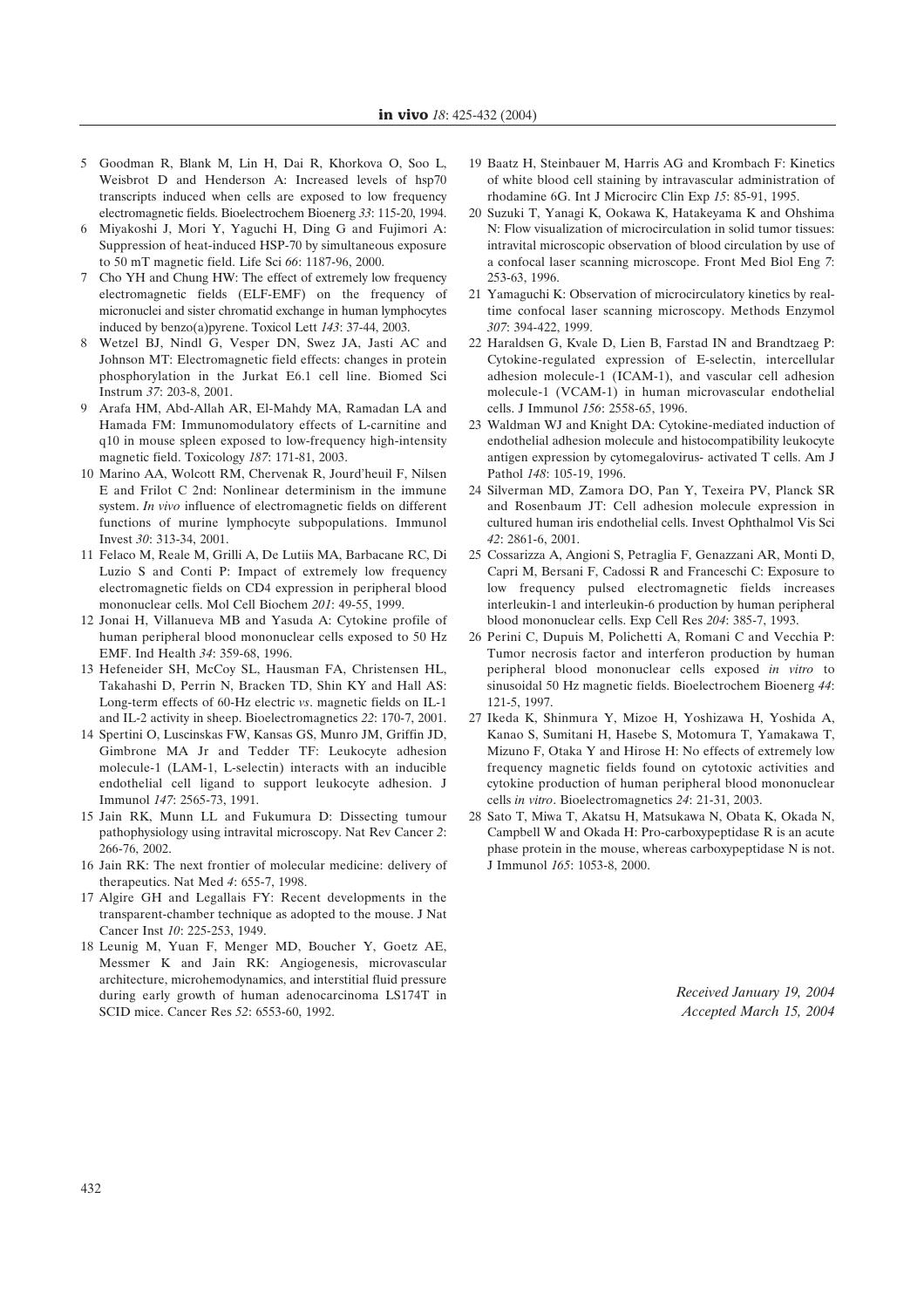5 Goodman R, Blank M, Lin H, Dai R, Khorkova O, Soo L, Weisbrot D and Henderson A: Increased levels of hsp70 transcripts induced when cells are exposed to low frequency electromagnetic fields. Bioelectrochem Bioenerg *33*: 115-20, 1994.

6 Miyakoshi J, Mori Y, Yaguchi H, Ding G and Fujimori A: Suppression of heat-induced HSP-70 by simultaneous exposure to 50 mT magnetic field. Life Sci *66*: 1187-96, 2000.

7 Cho YH and Chung HW: The effect of extremely low frequency electromagnetic fields (ELF-EMF) on the frequency of micronuclei and sister chromatid exchange in human lymphocytes induced by benzo(a)pyrene. Toxicol Lett *143*: 37-44, 2003.

8 Wetzel BJ, Nindl G, Vesper DN, Swez JA, Jasti AC and Johnson MT: Electromagnetic field effects: changes in protein phosphorylation in the Jurkat E6.1 cell line. Biomed Sci Instrum *37*: 203-8, 2001.

9 Arafa HM, Abd-Allah AR, El-Mahdy MA, Ramadan LA and Hamada FM: Immunomodulatory effects of L-carnitine and q10 in mouse spleen exposed to low-frequency high-intensity magnetic field. Toxicology *187*: 171-81, 2003.

10 Marino AA, Wolcott RM, Chervenak R, Jourd'heuil F, Nilsen E and Frilot C 2nd: Nonlinear determinism in the immune system. *In vivo* influence of electromagnetic fields on different functions of murine lymphocyte subpopulations. Immunol Invest *30*: 313-34, 2001.

11 Felaco M, Reale M, Grilli A, De Lutiis MA, Barbacane RC, Di Luzio S and Conti P: Impact of extremely low frequency electromagnetic fields on CD4 expression in peripheral blood mononuclear cells. Mol Cell Biochem *201*: 49-55, 1999.

12 Jonai H, Villanueva MB and Yasuda A: Cytokine profile of human peripheral blood mononuclear cells exposed to 50 Hz EMF. Ind Health *34*: 359-68, 1996.

13 Hefeneider SH, McCoy SL, Hausman FA, Christensen HL, Takahashi D, Perrin N, Bracken TD, Shin KY and Hall AS: Long-term effects of 60-Hz electric *vs*. magnetic fields on IL-1 and IL-2 activity in sheep. Bioelectromagnetics *22*: 170-7, 2001.

14 Spertini O, Luscinskas FW, Kansas GS, Munro JM, Griffin JD, Gimbrone MA Jr and Tedder TF: Leukocyte adhesion molecule-1 (LAM-1, L-selectin) interacts with an inducible endothelial cell ligand to support leukocyte adhesion. J Immunol *147*: 2565-73, 1991.

15 Jain RK, Munn LL and Fukumura D: Dissecting tumour pathophysiology using intravital microscopy. Nat Rev Cancer *2*: 266-76, 2002.

16 Jain RK: The next frontier of molecular medicine: delivery of therapeutics. Nat Med *4*: 655-7, 1998.

17 Algire GH and Legallais FY: Recent developments in the transparent-chamber technique as adopted to the mouse. J Nat Cancer Inst *10*: 225-253, 1949.

18 Leunig M, Yuan F, Menger MD, Boucher Y, Goetz AE, Messmer K and Jain RK: Angiogenesis, microvascular architecture, microhemodynamics, and interstitial fluid pressure during early growth of human adenocarcinoma LS174T in SCID mice. Cancer Res *52*: 6553-60, 1992.

19 Baatz H, Steinbauer M, Harris AG and Krombach F: Kinetics of white blood cell staining by intravascular administration of rhodamine 6G. Int J Microcirc Clin Exp *15*: 85-91, 1995.

20 Suzuki T, Yanagi K, Ookawa K, Hatakeyama K and Ohshima N: Flow visualization of microcirculation in solid tumor tissues: intravital microscopic observation of blood circulation by use of a confocal laser scanning microscope. Front Med Biol Eng *7*: 253-63, 1996.

21 Yamaguchi K: Observation of microcirculatory kinetics by real-time confocal laser scanning microscopy. Methods Enzymol *307*: 394-422, 1999.

22 Haraldsen G, Kvale D, Lien B, Farstad IN and Brandtzaeg P: Cytokine-regulated expression of E-selectin, intercellular adhesion molecule-1 (ICAM-1), and vascular cell adhesion molecule-1 (VCAM-1) in human microvascular endothelial cells. J Immunol *156*: 2558-65, 1996.

23 Waldman WJ and Knight DA: Cytokine-mediated induction of endothelial adhesion molecule and histocompatibility leukocyte antigen expression by cytomegalovirus- activated T cells. Am J Pathol *148*: 105-19, 1996.

24 Silverman MD, Zamora DO, Pan Y, Texeira PV, Planck SR and Rosenbaum JT: Cell adhesion molecule expression in cultured human iris endothelial cells. Invest Ophthalmol Vis Sci *42*: 2861-6, 2001.

25 Cossarizza A, Angioni S, Petraglia F, Genazzani AR, Monti D, Capri M, Bersani F, Cadossi R and Franceschi C: Exposure to low frequency pulsed electromagnetic fields increases interleukin-1 and interleukin-6 production by human peripheral blood mononuclear cells. Exp Cell Res *204*: 385-7, 1993.

26 Perini C, Dupuis M, Polichetti A, Romani C and Vecchia P: Tumor necrosis factor and interferon production by human peripheral blood mononuclear cells exposed *in vitro* to sinusoidal 50 Hz magnetic fields. Bioelectrochem Bioenerg *44*: 121-5, 1997.

27 Ikeda K, Shinmura Y, Mizoe H, Yoshizawa H, Yoshida A, Kanao S, Sumitani H, Hasebe S, Motomura T, Yamakawa T, Mizuno F, Otaka Y and Hirose H: No effects of extremely low frequency magnetic fields found on cytotoxic activities and cytokine production of human peripheral blood mononuclear cells *in vitro*. Bioelectromagnetics *24*: 21-31, 2003.

28 Sato T, Miwa T, Akatsu H, Matsukawa N, Obata K, Okada N, Campbell W and Okada H: Pro-carboxypeptidase R is an acute phase protein in the mouse, whereas carboxypeptidase N is not. J Immunol *165*: 1053-8, 2000.

*Received January 19, 2004*
*Accepted March 15, 2004*